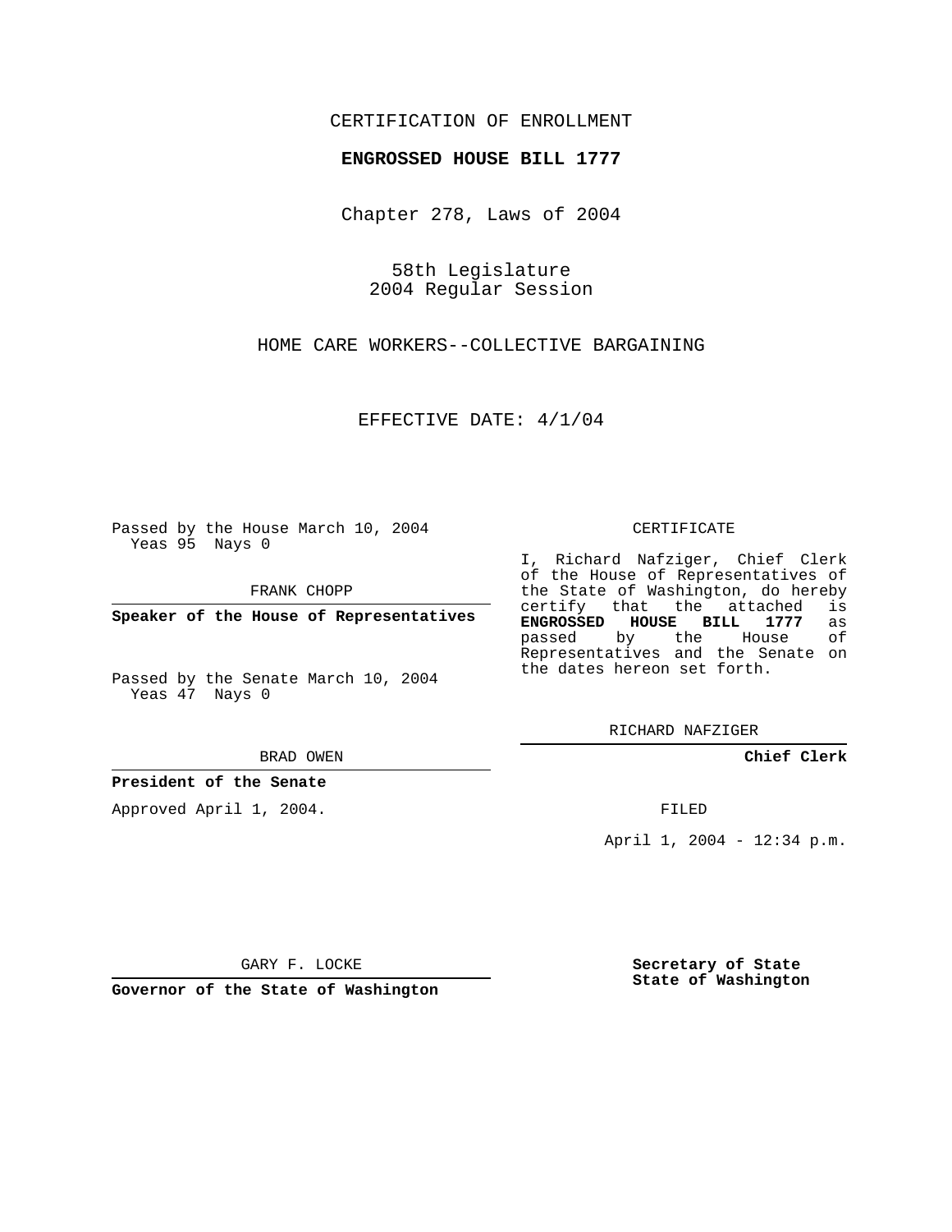CERTIFICATION OF ENROLLMENT

**ENGROSSED HOUSE BILL 1777**

Chapter 278, Laws of 2004

58th Legislature
2004 Regular Session

HOME CARE WORKERS--COLLECTIVE BARGAINING

EFFECTIVE DATE: 4/1/04

Passed by the House March 10, 2004
Yeas 95 Nays 0

FRANK CHOPP

**Speaker of the House of Representatives**

Passed by the Senate March 10, 2004
Yeas 47 Nays 0

BRAD OWEN

**President of the Senate**

Approved April 1, 2004.

GARY F. LOCKE

**Governor of the State of Washington**

CERTIFICATE

I, Richard Nafziger, Chief Clerk of the House of Representatives of the State of Washington, do hereby certify that the attached is **ENGROSSED HOUSE BILL 1777** as passed by the House of Representatives and the Senate on the dates hereon set forth.

RICHARD NAFZIGER

**Chief Clerk**

FILED

April 1, 2004 - 12:34 p.m.

**Secretary of State**
**State of Washington**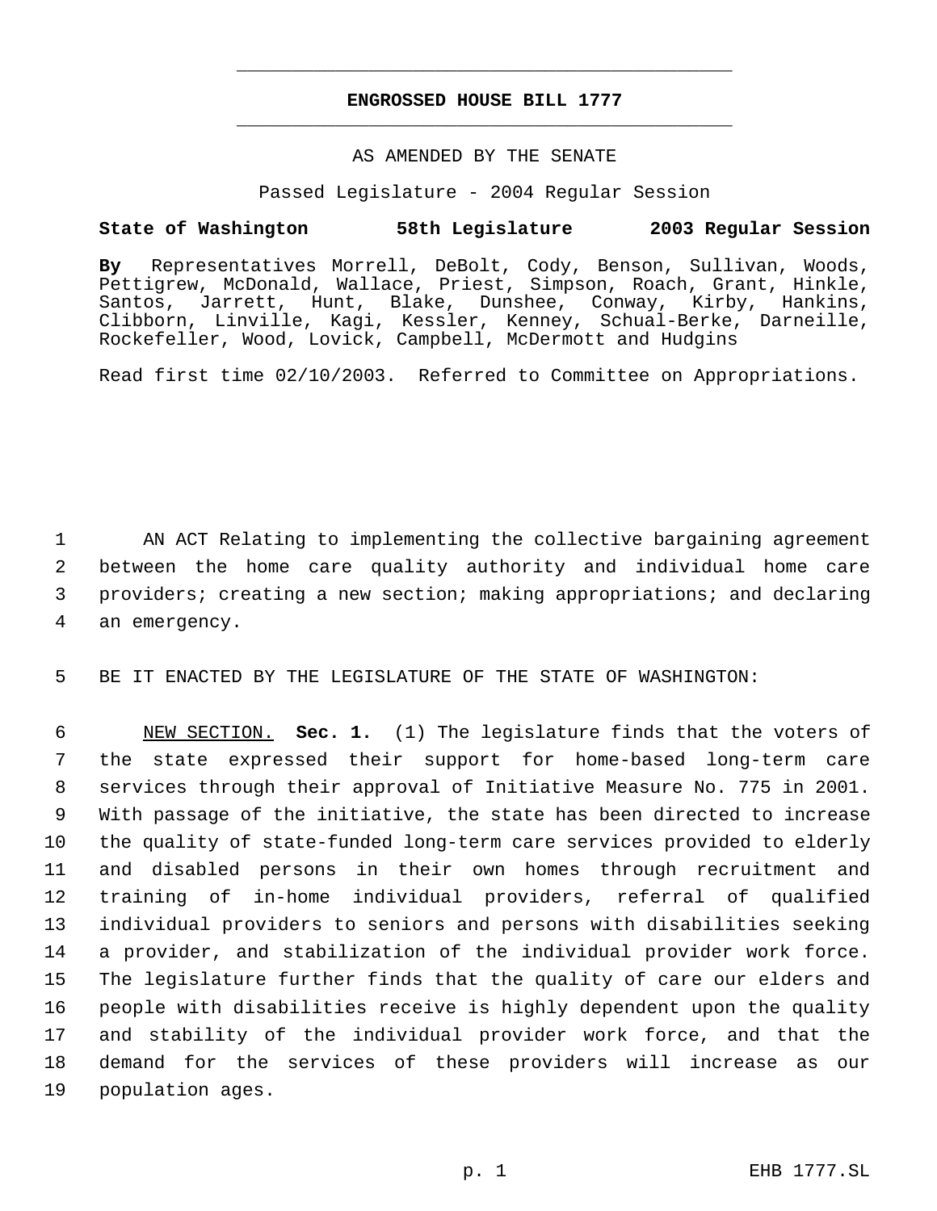# ENGROSSED HOUSE BILL 1777

AS AMENDED BY THE SENATE

Passed Legislature - 2004 Regular Session

**State of Washington 58th Legislature 2003 Regular Session**

**By** Representatives Morrell, DeBolt, Cody, Benson, Sullivan, Woods, Pettigrew, McDonald, Wallace, Priest, Simpson, Roach, Grant, Hinkle, Santos, Jarrett, Hunt, Blake, Dunshee, Conway, Kirby, Hankins, Clibborn, Linville, Kagi, Kessler, Kenney, Schual-Berke, Darneille, Rockefeller, Wood, Lovick, Campbell, McDermott and Hudgins

Read first time 02/10/2003. Referred to Committee on Appropriations.

AN ACT Relating to implementing the collective bargaining agreement between the home care quality authority and individual home care providers; creating a new section; making appropriations; and declaring an emergency.

BE IT ENACTED BY THE LEGISLATURE OF THE STATE OF WASHINGTON:

NEW SECTION. **Sec. 1.** (1) The legislature finds that the voters of the state expressed their support for home-based long-term care services through their approval of Initiative Measure No. 775 in 2001. With passage of the initiative, the state has been directed to increase the quality of state-funded long-term care services provided to elderly and disabled persons in their own homes through recruitment and training of in-home individual providers, referral of qualified individual providers to seniors and persons with disabilities seeking a provider, and stabilization of the individual provider work force. The legislature further finds that the quality of care our elders and people with disabilities receive is highly dependent upon the quality and stability of the individual provider work force, and that the demand for the services of these providers will increase as our population ages.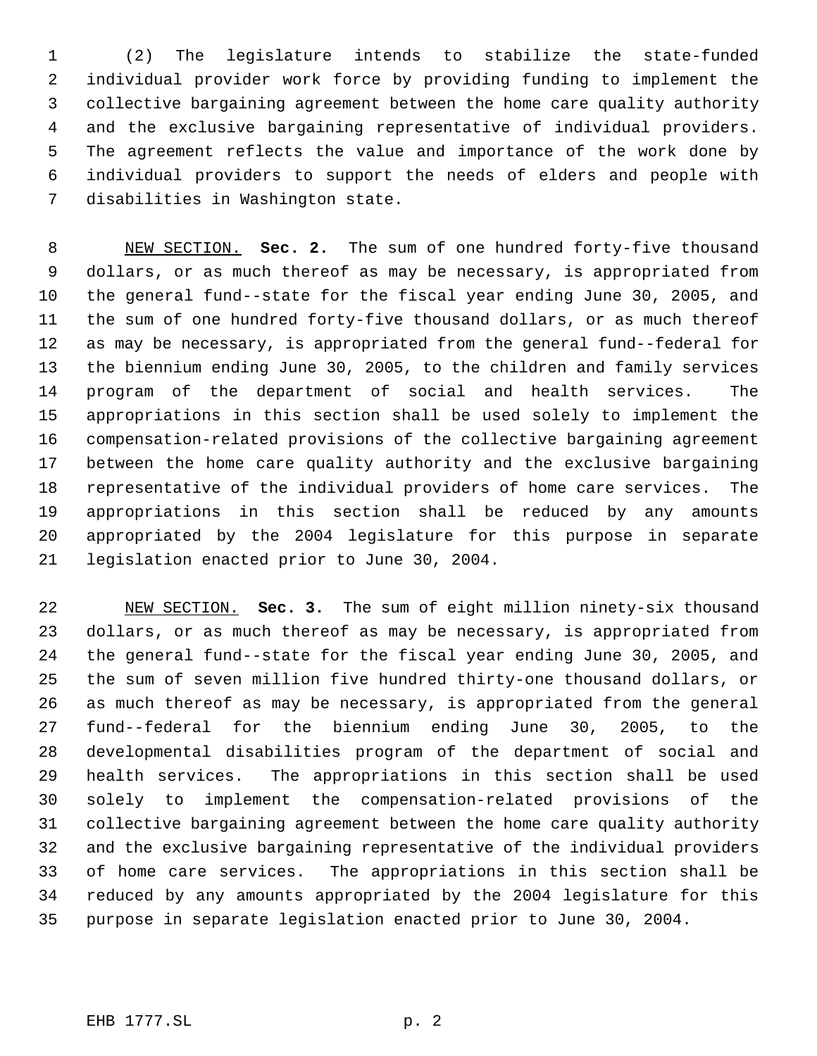(2) The legislature intends to stabilize the state-funded individual provider work force by providing funding to implement the collective bargaining agreement between the home care quality authority and the exclusive bargaining representative of individual providers. The agreement reflects the value and importance of the work done by individual providers to support the needs of elders and people with disabilities in Washington state.

NEW SECTION. **Sec. 2.** The sum of one hundred forty-five thousand dollars, or as much thereof as may be necessary, is appropriated from the general fund--state for the fiscal year ending June 30, 2005, and the sum of one hundred forty-five thousand dollars, or as much thereof as may be necessary, is appropriated from the general fund--federal for the biennium ending June 30, 2005, to the children and family services program of the department of social and health services. The appropriations in this section shall be used solely to implement the compensation-related provisions of the collective bargaining agreement between the home care quality authority and the exclusive bargaining representative of the individual providers of home care services. The appropriations in this section shall be reduced by any amounts appropriated by the 2004 legislature for this purpose in separate legislation enacted prior to June 30, 2004.

NEW SECTION. **Sec. 3.** The sum of eight million ninety-six thousand dollars, or as much thereof as may be necessary, is appropriated from the general fund--state for the fiscal year ending June 30, 2005, and the sum of seven million five hundred thirty-one thousand dollars, or as much thereof as may be necessary, is appropriated from the general fund--federal for the biennium ending June 30, 2005, to the developmental disabilities program of the department of social and health services. The appropriations in this section shall be used solely to implement the compensation-related provisions of the collective bargaining agreement between the home care quality authority and the exclusive bargaining representative of the individual providers of home care services. The appropriations in this section shall be reduced by any amounts appropriated by the 2004 legislature for this purpose in separate legislation enacted prior to June 30, 2004.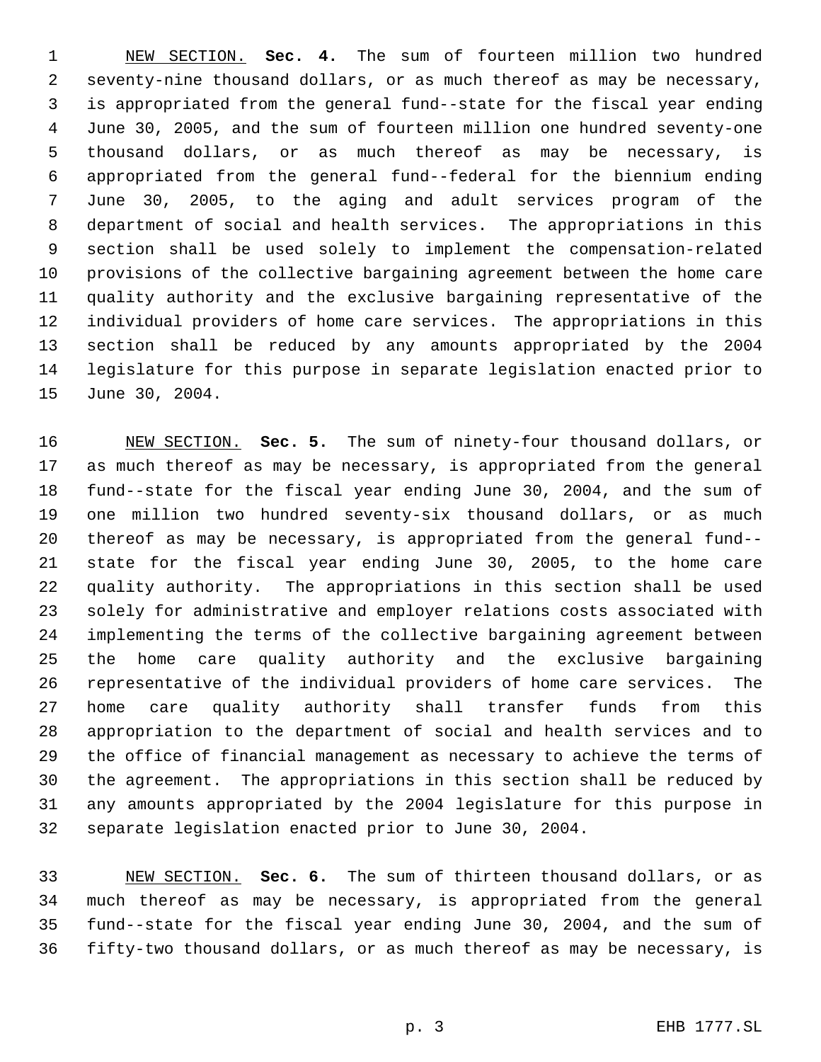NEW SECTION. **Sec. 4.** The sum of fourteen million two hundred seventy-nine thousand dollars, or as much thereof as may be necessary, is appropriated from the general fund--state for the fiscal year ending June 30, 2005, and the sum of fourteen million one hundred seventy-one thousand dollars, or as much thereof as may be necessary, is appropriated from the general fund--federal for the biennium ending June 30, 2005, to the aging and adult services program of the department of social and health services. The appropriations in this section shall be used solely to implement the compensation-related provisions of the collective bargaining agreement between the home care quality authority and the exclusive bargaining representative of the individual providers of home care services. The appropriations in this section shall be reduced by any amounts appropriated by the 2004 legislature for this purpose in separate legislation enacted prior to June 30, 2004.

NEW SECTION. **Sec. 5.** The sum of ninety-four thousand dollars, or as much thereof as may be necessary, is appropriated from the general fund--state for the fiscal year ending June 30, 2004, and the sum of one million two hundred seventy-six thousand dollars, or as much thereof as may be necessary, is appropriated from the general fund--state for the fiscal year ending June 30, 2005, to the home care quality authority. The appropriations in this section shall be used solely for administrative and employer relations costs associated with implementing the terms of the collective bargaining agreement between the home care quality authority and the exclusive bargaining representative of the individual providers of home care services. The home care quality authority shall transfer funds from this appropriation to the department of social and health services and to the office of financial management as necessary to achieve the terms of the agreement. The appropriations in this section shall be reduced by any amounts appropriated by the 2004 legislature for this purpose in separate legislation enacted prior to June 30, 2004.

NEW SECTION. **Sec. 6.** The sum of thirteen thousand dollars, or as much thereof as may be necessary, is appropriated from the general fund--state for the fiscal year ending June 30, 2004, and the sum of fifty-two thousand dollars, or as much thereof as may be necessary, is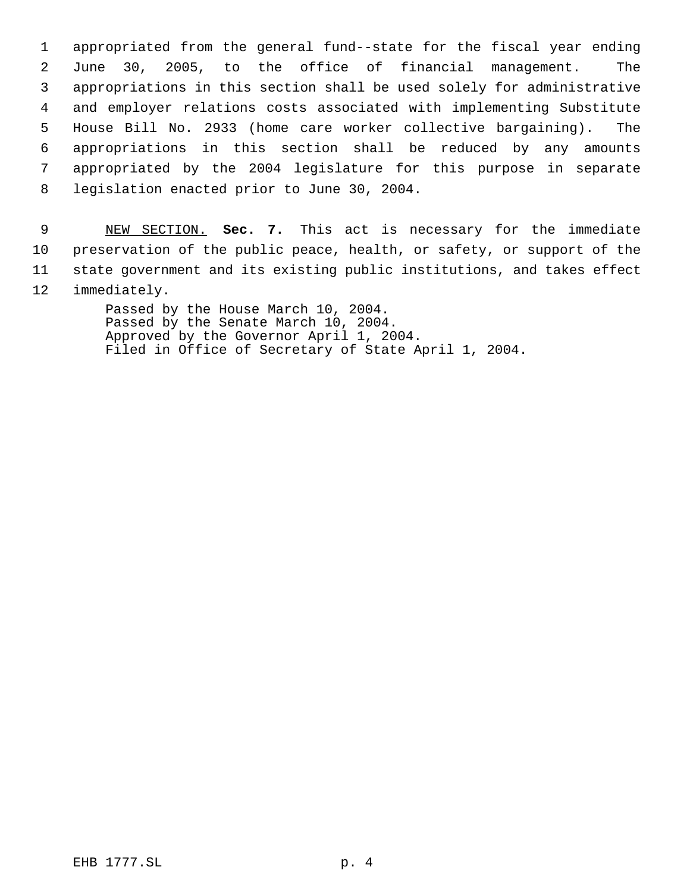appropriated from the general fund--state for the fiscal year ending June 30, 2005, to the office of financial management. The appropriations in this section shall be used solely for administrative and employer relations costs associated with implementing Substitute House Bill No. 2933 (home care worker collective bargaining). The appropriations in this section shall be reduced by any amounts appropriated by the 2004 legislature for this purpose in separate legislation enacted prior to June 30, 2004.

NEW SECTION. **Sec. 7.** This act is necessary for the immediate preservation of the public peace, health, or safety, or support of the state government and its existing public institutions, and takes effect immediately.

Passed by the House March 10, 2004.
Passed by the Senate March 10, 2004.
Approved by the Governor April 1, 2004.
Filed in Office of Secretary of State April 1, 2004.